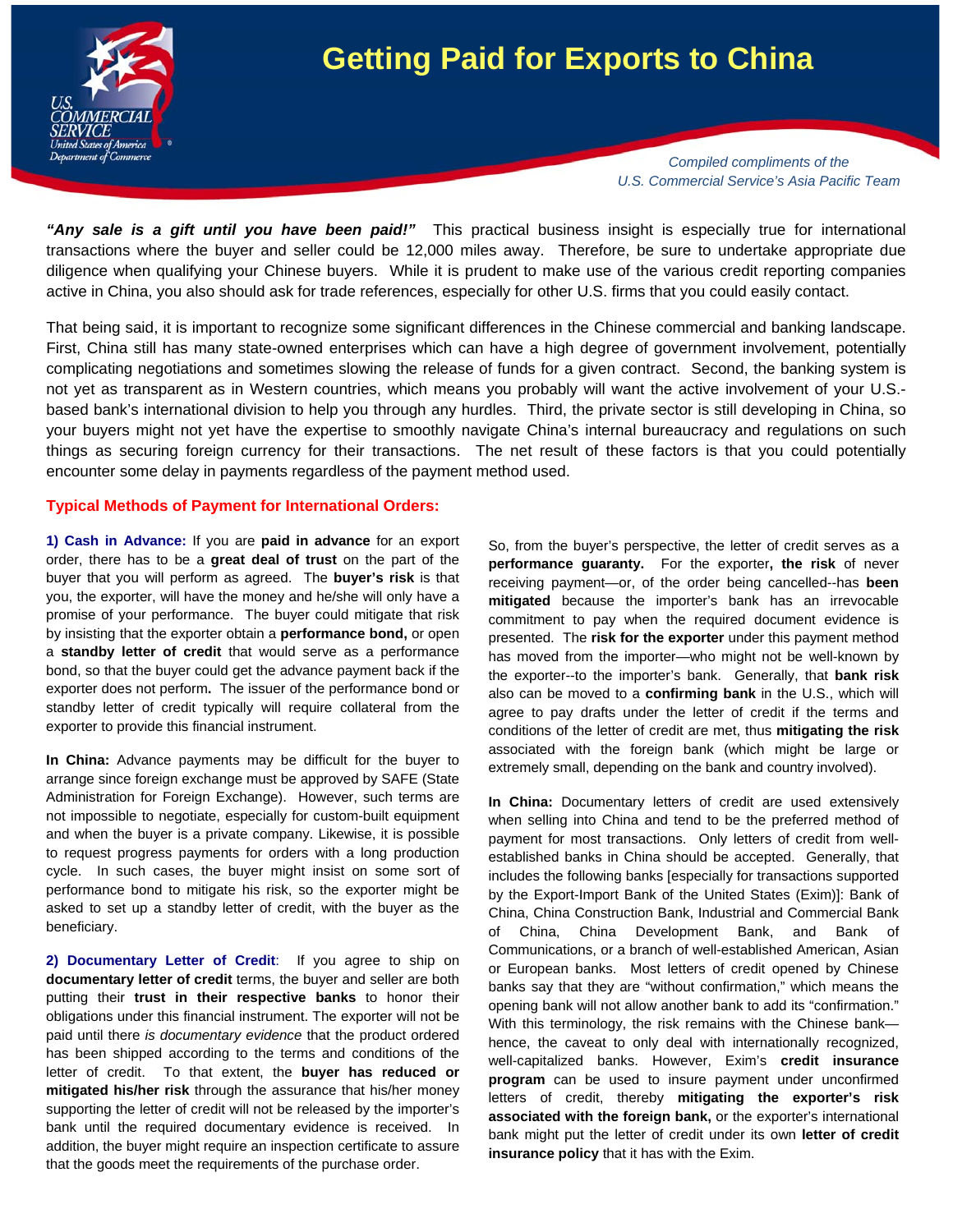// Getting Paid for Exports to China

*Compiled compliments of the U.S. Commercial Service's Asia Pacific Team*

***"Any sale is a gift until you have been paid!"*** This practical business insight is especially true for international transactions where the buyer and seller could be 12,000 miles away. Therefore, be sure to undertake appropriate due diligence when qualifying your Chinese buyers. While it is prudent to make use of the various credit reporting companies active in China, you also should ask for trade references, especially for other U.S. firms that you could easily contact.

That being said, it is important to recognize some significant differences in the Chinese commercial and banking landscape. First, China still has many state-owned enterprises which can have a high degree of government involvement, potentially complicating negotiations and sometimes slowing the release of funds for a given contract. Second, the banking system is not yet as transparent as in Western countries, which means you probably will want the active involvement of your U.S.-based bank's international division to help you through any hurdles. Third, the private sector is still developing in China, so your buyers might not yet have the expertise to smoothly navigate China's internal bureaucracy and regulations on such things as securing foreign currency for their transactions. The net result of these factors is that you could potentially encounter some delay in payments regardless of the payment method used.

## Typical Methods of Payment for International Orders:

**1) Cash in Advance:** If you are **paid in advance** for an export order, there has to be a **great deal of trust** on the part of the buyer that you will perform as agreed. The **buyer's risk** is that you, the exporter, will have the money and he/she will only have a promise of your performance. The buyer could mitigate that risk by insisting that the exporter obtain a **performance bond,** or open a **standby letter of credit** that would serve as a performance bond, so that the buyer could get the advance payment back if the exporter does not perform**.** The issuer of the performance bond or standby letter of credit typically will require collateral from the exporter to provide this financial instrument.

**In China:** Advance payments may be difficult for the buyer to arrange since foreign exchange must be approved by SAFE (State Administration for Foreign Exchange). However, such terms are not impossible to negotiate, especially for custom-built equipment and when the buyer is a private company. Likewise, it is possible to request progress payments for orders with a long production cycle. In such cases, the buyer might insist on some sort of performance bond to mitigate his risk, so the exporter might be asked to set up a standby letter of credit, with the buyer as the beneficiary.

**2) Documentary Letter of Credit**: If you agree to ship on **documentary letter of credit** terms, the buyer and seller are both putting their **trust in their respective banks** to honor their obligations under this financial instrument. The exporter will not be paid until there *is documentary evidence* that the product ordered has been shipped according to the terms and conditions of the letter of credit. To that extent, the **buyer has reduced or mitigated his/her risk** through the assurance that his/her money supporting the letter of credit will not be released by the importer's bank until the required documentary evidence is received. In addition, the buyer might require an inspection certificate to assure that the goods meet the requirements of the purchase order.

So, from the buyer's perspective, the letter of credit serves as a **performance guaranty.** For the exporter**, the risk** of never receiving payment—or, of the order being cancelled--has **been mitigated** because the importer's bank has an irrevocable commitment to pay when the required document evidence is presented. The **risk for the exporter** under this payment method has moved from the importer—who might not be well-known by the exporter--to the importer's bank. Generally, that **bank risk** also can be moved to a **confirming bank** in the U.S., which will agree to pay drafts under the letter of credit if the terms and conditions of the letter of credit are met, thus **mitigating the risk** associated with the foreign bank (which might be large or extremely small, depending on the bank and country involved).

**In China:** Documentary letters of credit are used extensively when selling into China and tend to be the preferred method of payment for most transactions. Only letters of credit from well-established banks in China should be accepted. Generally, that includes the following banks [especially for transactions supported by the Export-Import Bank of the United States (Exim)]: Bank of China, China Construction Bank, Industrial and Commercial Bank of China, China Development Bank, and Bank of Communications, or a branch of well-established American, Asian or European banks. Most letters of credit opened by Chinese banks say that they are "without confirmation," which means the opening bank will not allow another bank to add its "confirmation." With this terminology, the risk remains with the Chinese bank—hence, the caveat to only deal with internationally recognized, well-capitalized banks. However, Exim's **credit insurance program** can be used to insure payment under unconfirmed letters of credit, thereby **mitigating the exporter's risk associated with the foreign bank,** or the exporter's international bank might put the letter of credit under its own **letter of credit insurance policy** that it has with the Exim.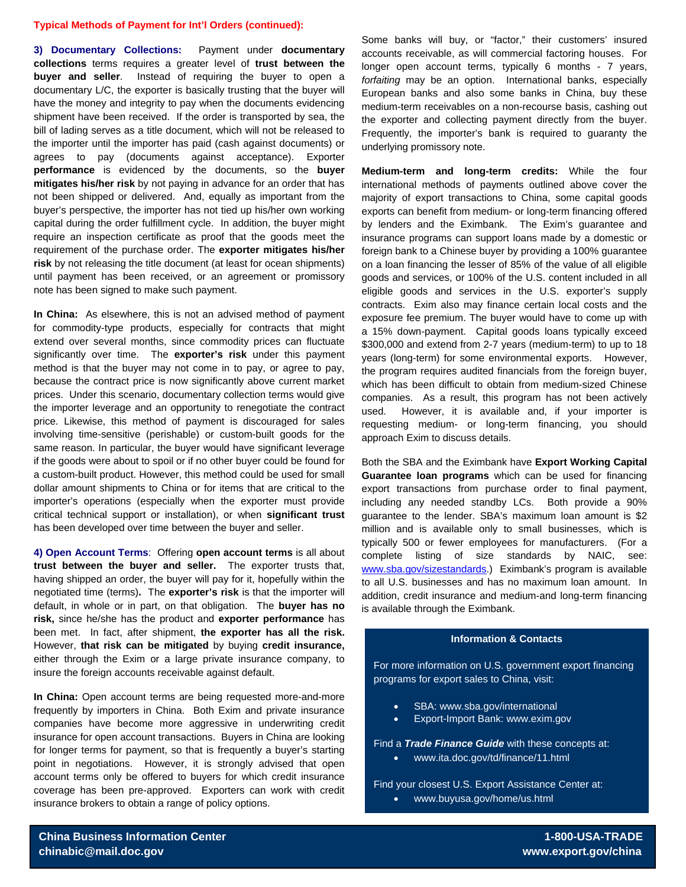**Typical Methods of Payment for Int'l Orders (continued):**

**3) Documentary Collections:** Payment under **documentary collections** terms requires a greater level of **trust between the buyer and seller**. Instead of requiring the buyer to open a documentary L/C, the exporter is basically trusting that the buyer will have the money and integrity to pay when the documents evidencing shipment have been received. If the order is transported by sea, the bill of lading serves as a title document, which will not be released to the importer until the importer has paid (cash against documents) or agrees to pay (documents against acceptance). Exporter **performance** is evidenced by the documents, so the **buyer mitigates his/her risk** by not paying in advance for an order that has not been shipped or delivered. And, equally as important from the buyer's perspective, the importer has not tied up his/her own working capital during the order fulfillment cycle. In addition, the buyer might require an inspection certificate as proof that the goods meet the requirement of the purchase order. The **exporter mitigates his/her risk** by not releasing the title document (at least for ocean shipments) until payment has been received, or an agreement or promissory note has been signed to make such payment.

**In China:** As elsewhere, this is not an advised method of payment for commodity-type products, especially for contracts that might extend over several months, since commodity prices can fluctuate significantly over time. The **exporter's risk** under this payment method is that the buyer may not come in to pay, or agree to pay, because the contract price is now significantly above current market prices. Under this scenario, documentary collection terms would give the importer leverage and an opportunity to renegotiate the contract price. Likewise, this method of payment is discouraged for sales involving time-sensitive (perishable) or custom-built goods for the same reason. In particular, the buyer would have significant leverage if the goods were about to spoil or if no other buyer could be found for a custom-built product. However, this method could be used for small dollar amount shipments to China or for items that are critical to the importer's operations (especially when the exporter must provide critical technical support or installation), or when **significant trust** has been developed over time between the buyer and seller.

**4) Open Account Terms**: Offering **open account terms** is all about **trust between the buyer and seller.** The exporter trusts that, having shipped an order, the buyer will pay for it, hopefully within the negotiated time (terms)**.** The **exporter's risk** is that the importer will default, in whole or in part, on that obligation. The **buyer has no risk,** since he/she has the product and **exporter performance** has been met. In fact, after shipment, **the exporter has all the risk.** However, **that risk can be mitigated** by buying **credit insurance,** either through the Exim or a large private insurance company, to insure the foreign accounts receivable against default.

**In China:** Open account terms are being requested more-and-more frequently by importers in China. Both Exim and private insurance companies have become more aggressive in underwriting credit insurance for open account transactions. Buyers in China are looking for longer terms for payment, so that is frequently a buyer's starting point in negotiations. However, it is strongly advised that open account terms only be offered to buyers for which credit insurance coverage has been pre-approved. Exporters can work with credit insurance brokers to obtain a range of policy options.

Some banks will buy, or "factor," their customers' insured accounts receivable, as will commercial factoring houses. For longer open account terms, typically 6 months - 7 years, *forfaiting* may be an option. International banks, especially European banks and also some banks in China, buy these medium-term receivables on a non-recourse basis, cashing out the exporter and collecting payment directly from the buyer. Frequently, the importer's bank is required to guaranty the underlying promissory note.

**Medium-term and long-term credits:** While the four international methods of payments outlined above cover the majority of export transactions to China, some capital goods exports can benefit from medium- or long-term financing offered by lenders and the Eximbank. The Exim's guarantee and insurance programs can support loans made by a domestic or foreign bank to a Chinese buyer by providing a 100% guarantee on a loan financing the lesser of 85% of the value of all eligible goods and services, or 100% of the U.S. content included in all eligible goods and services in the U.S. exporter's supply contracts. Exim also may finance certain local costs and the exposure fee premium. The buyer would have to come up with a 15% down-payment. Capital goods loans typically exceed $300,000 and extend from 2-7 years (medium-term) to up to 18 years (long-term) for some environmental exports. However, the program requires audited financials from the foreign buyer, which has been difficult to obtain from medium-sized Chinese companies. As a result, this program has not been actively used. However, it is available and, if your importer is requesting medium- or long-term financing, you should approach Exim to discuss details.

Both the SBA and the Eximbank have **Export Working Capital Guarantee loan programs** which can be used for financing export transactions from purchase order to final payment, including any needed standby LCs. Both provide a 90% guarantee to the lender. SBA's maximum loan amount is $2 million and is available only to small businesses, which is typically 500 or fewer employees for manufacturers. (For a complete listing of size standards by NAIC, see: www.sba.gov/sizestandards.) Eximbank's program is available to all U.S. businesses and has no maximum loan amount. In addition, credit insurance and medium-and long-term financing is available through the Eximbank.

**Information & Contacts**

For more information on U.S. government export financing programs for export sales to China, visit:

- SBA: www.sba.gov/international
- Export-Import Bank: www.exim.gov

Find a ***Trade Finance Guide*** with these concepts at:

- www.ita.doc.gov/td/finance/11.html

Find your closest U.S. Export Assistance Center at:

- www.buyusa.gov/home/us.html

**China Business Information Center**
**chinabic@mail.doc.gov**

**1-800-USA-TRADE**
**www.export.gov/china**